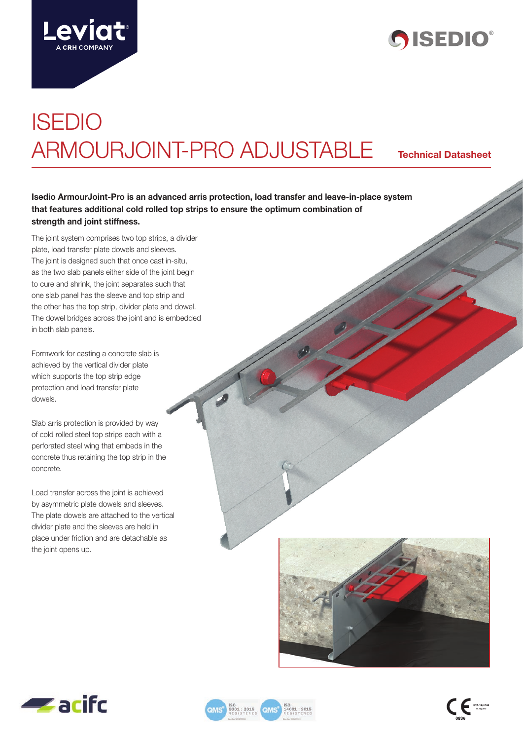# ISEDIO ARMOURJOINT-PRO ADJUSTABLE

**Technical Datasheet**

**Isedio ArmourJoint-Pro is an advanced arris protection, load transfer and leave-in-place system that features additional cold rolled top strips to ensure the optimum combination of strength and joint stiffness.**

The joint system comprises two top strips, a divider plate, load transfer plate dowels and sleeves. The joint is designed such that once cast in-situ, as the two slab panels either side of the joint begin to cure and shrink, the joint separates such that one slab panel has the sleeve and top strip and the other has the top strip, divider plate and dowel. The dowel bridges across the joint and is embedded in both slab panels.

Formwork for casting a concrete slab is achieved by the vertical divider plate which supports the top strip edge protection and load transfer plate dowels.

Slab arris protection is provided by way of cold rolled steel top strips each with a perforated steel wing that embeds in the concrete thus retaining the top strip in the concrete.

Load transfer across the joint is achieved by asymmetric plate dowels and sleeves. The plate dowels are attached to the vertical divider plate and the sleeves are held in place under friction and are detachable as the joint opens up.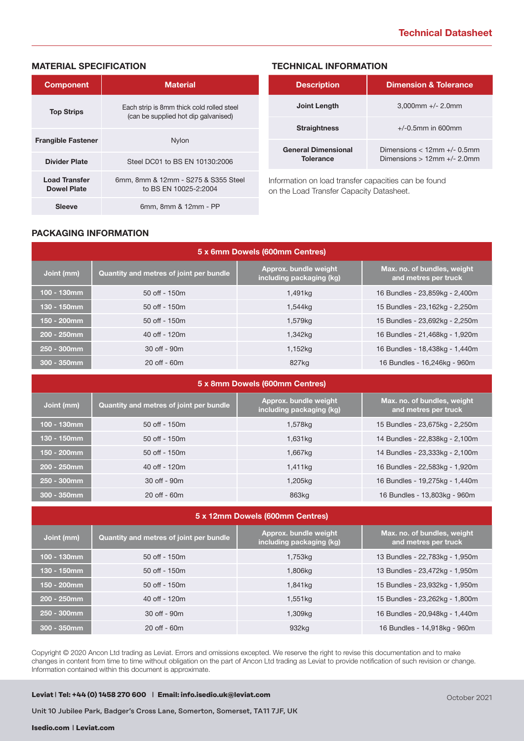## MATERIAL SPECIFICATION

| Component | Material |
|---|---|
| Top Strips | Each strip is 8mm thick cold rolled steel (can be supplied hot dip galvanised) |
| Frangible Fastener | Nylon |
| Divider Plate | Steel DC01 to BS EN 10130:2006 |
| Load Transfer Dowel Plate | 6mm, 8mm & 12mm - S275 & S355 Steel to BS EN 10025-2:2004 |
| Sleeve | 6mm, 8mm & 12mm - PP |

## TECHNICAL INFORMATION

| Description | Dimension & Tolerance |
|---|---|
| Joint Length | 3,000mm +/- 2.0mm |
| Straightness | +/-0.5mm in 600mm |
| General Dimensional Tolerance | Dimensions < 12mm +/- 0.5mm<br>Dimensions > 12mm +/- 2.0mm |

Information on load transfer capacities can be found on the Load Transfer Capacity Datasheet.

## PACKAGING INFORMATION

**5 x 6mm Dowels (600mm Centres)**

| Joint (mm) | Quantity and metres of joint per bundle | Approx. bundle weight including packaging (kg) | Max. no. of bundles, weight and metres per truck |
|---|---|---|---|
| 100 - 130mm | 50 off - 150m | 1,491kg | 16 Bundles - 23,859kg - 2,400m |
| 130 - 150mm | 50 off - 150m | 1,544kg | 15 Bundles - 23,162kg - 2,250m |
| 150 - 200mm | 50 off - 150m | 1,579kg | 15 Bundles - 23,692kg - 2,250m |
| 200 - 250mm | 40 off - 120m | 1,342kg | 16 Bundles - 21,468kg - 1,920m |
| 250 - 300mm | 30 off - 90m | 1,152kg | 16 Bundles - 18,438kg - 1,440m |
| 300 - 350mm | 20 off - 60m | 827kg | 16 Bundles - 16,246kg - 960m |

**5 x 8mm Dowels (600mm Centres)**

| Joint (mm) | Quantity and metres of joint per bundle | Approx. bundle weight including packaging (kg) | Max. no. of bundles, weight and metres per truck |
|---|---|---|---|
| 100 - 130mm | 50 off - 150m | 1,578kg | 15 Bundles - 23,675kg - 2,250m |
| 130 - 150mm | 50 off - 150m | 1,631kg | 14 Bundles - 22,838kg - 2,100m |
| 150 - 200mm | 50 off - 150m | 1,667kg | 14 Bundles - 23,333kg - 2,100m |
| 200 - 250mm | 40 off - 120m | 1,411kg | 16 Bundles - 22,583kg - 1,920m |
| 250 - 300mm | 30 off - 90m | 1,205kg | 16 Bundles - 19,275kg - 1,440m |
| 300 - 350mm | 20 off - 60m | 863kg | 16 Bundles - 13,803kg - 960m |

**5 x 12mm Dowels (600mm Centres)**

| Joint (mm) | Quantity and metres of joint per bundle | Approx. bundle weight including packaging (kg) | Max. no. of bundles, weight and metres per truck |
|---|---|---|---|
| 100 - 130mm | 50 off - 150m | 1,753kg | 13 Bundles - 22,783kg - 1,950m |
| 130 - 150mm | 50 off - 150m | 1,806kg | 13 Bundles - 23,472kg - 1,950m |
| 150 - 200mm | 50 off - 150m | 1,841kg | 15 Bundles - 23,932kg - 1,950m |
| 200 - 250mm | 40 off - 120m | 1,551kg | 15 Bundles - 23,262kg - 1,800m |
| 250 - 300mm | 30 off - 90m | 1,309kg | 16 Bundles - 20,948kg - 1,440m |
| 300 - 350mm | 20 off - 60m | 932kg | 16 Bundles - 14,918kg - 960m |

Copyright © 2020 Ancon Ltd trading as Leviat. Errors and omissions excepted. We reserve the right to revise this documentation and to make changes in content from time to time without obligation on the part of Ancon Ltd trading as Leviat to provide notification of such revision or change. Information contained within this document is approximate.

**Leviat | Tel: +44 (0) 1458 270 600 | Email: info.isedio.uk@leviat.com**

October 2021

Unit 10 Jubilee Park, Badger's Cross Lane, Somerton, Somerset, TA11 7JF, UK

**Isedio.com | Leviat.com**